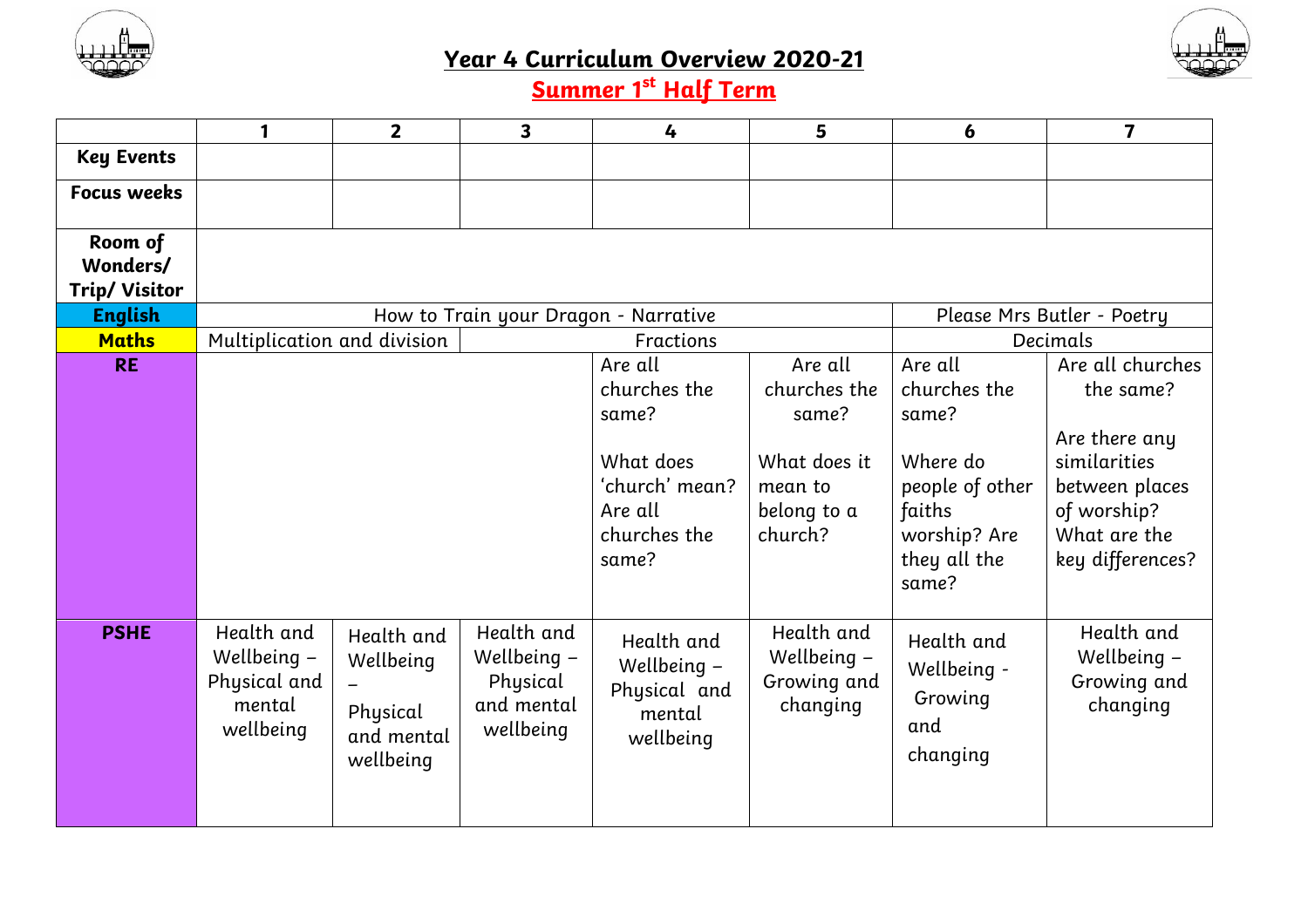# Year 4 Curriculum Overview 2020-21

## Summer 1st Half Term

| | 1 | 2 | 3 | 4 | 5 | 6 | 7 |
|---|---|---|---|---|---|---|---|
| **Key Events** | | | | | | | |
| **Focus weeks** | | | | | | | |
| **Room of Wonders/ Trip/ Visitor** | | | | | | | |
| **English** | How to Train your Dragon - Narrative | | | | | Please Mrs Butler - Poetry | |
| **Maths** | Multiplication and division | | Fractions | | | Decimals | |
| **RE** | | | | Are all churches the same? What does 'church' mean? Are all churches the same? | Are all churches the same? What does it mean to belong to a church? | Are all churches the same? Where do people of other faiths worship? Are they all the same? | Are all churches the same? Are there any similarities between places of worship? What are the key differences? |
| **PSHE** | Health and Wellbeing – Physical and mental wellbeing | Health and Wellbeing – Physical and mental wellbeing | Health and Wellbeing – Physical and mental wellbeing | Health and Wellbeing – Physical and mental wellbeing | Health and Wellbeing – Growing and changing | Health and Wellbeing - Growing and changing | Health and Wellbeing – Growing and changing |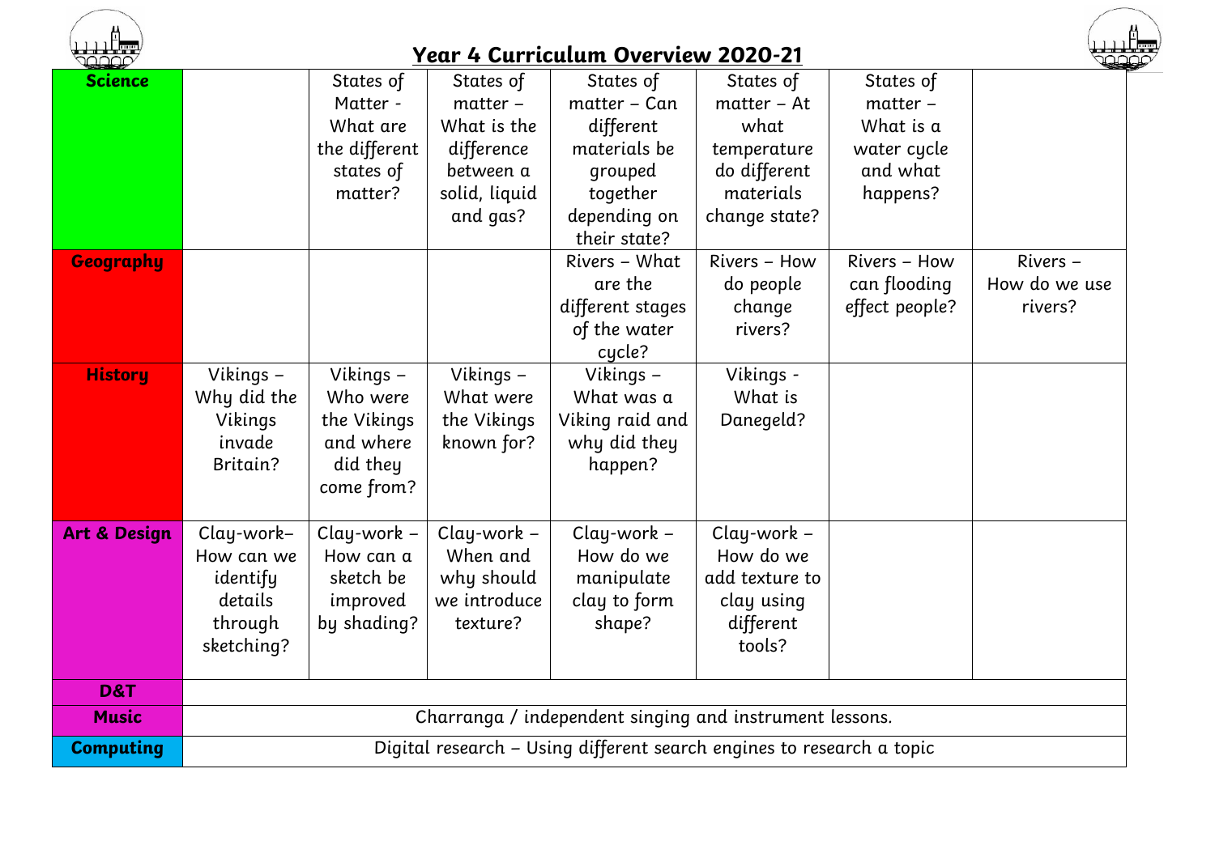## Year 4 Curriculum Overview 2020-21

| | | | | | | | |
|---|---|---|---|---|---|---|---|
| **Science** | | States of Matter - What are the different states of matter? | States of matter – What is the difference between a solid, liquid and gas? | States of matter – Can different materials be grouped together depending on their state? | States of matter – At what temperature do different materials change state? | States of matter – What is a water cycle and what happens? | |
| **Geography** | | | | Rivers – What are the different stages of the water cycle? | Rivers – How do people change rivers? | Rivers – How can flooding effect people? | Rivers – How do we use rivers? |
| **History** | Vikings – Why did the Vikings invade Britain? | Vikings – Who were the Vikings and where did they come from? | Vikings – What were the Vikings known for? | Vikings – What was a Viking raid and why did they happen? | Vikings - What is Danegeld? | | |
| **Art & Design** | Clay-work– How can we identify details through sketching? | Clay-work – How can a sketch be improved by shading? | Clay-work – When and why should we introduce texture? | Clay-work – How do we manipulate clay to form shape? | Clay-work – How do we add texture to clay using different tools? | | |
| **D&T** | | | | | | | |
| **Music** | Charranga / independent singing and instrument lessons. | | | | | | |
| **Computing** | Digital research – Using different search engines to research a topic | | | | | | |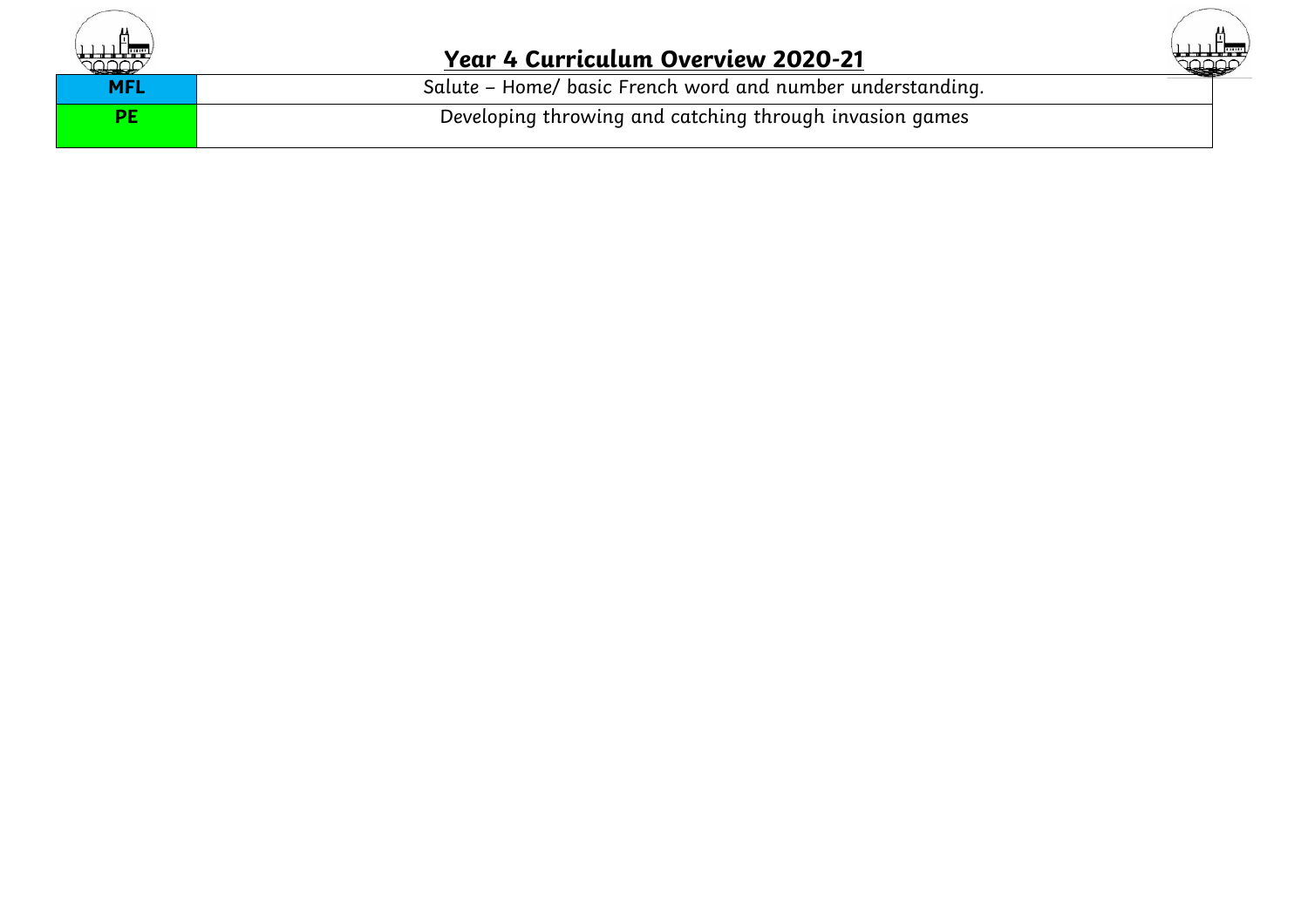## Year 4 Curriculum Overview 2020-21

| | |
|---|---|
| **MFL** | Salute – Home/ basic French word and number understanding. |
| **PE** | Developing throwing and catching through invasion games |